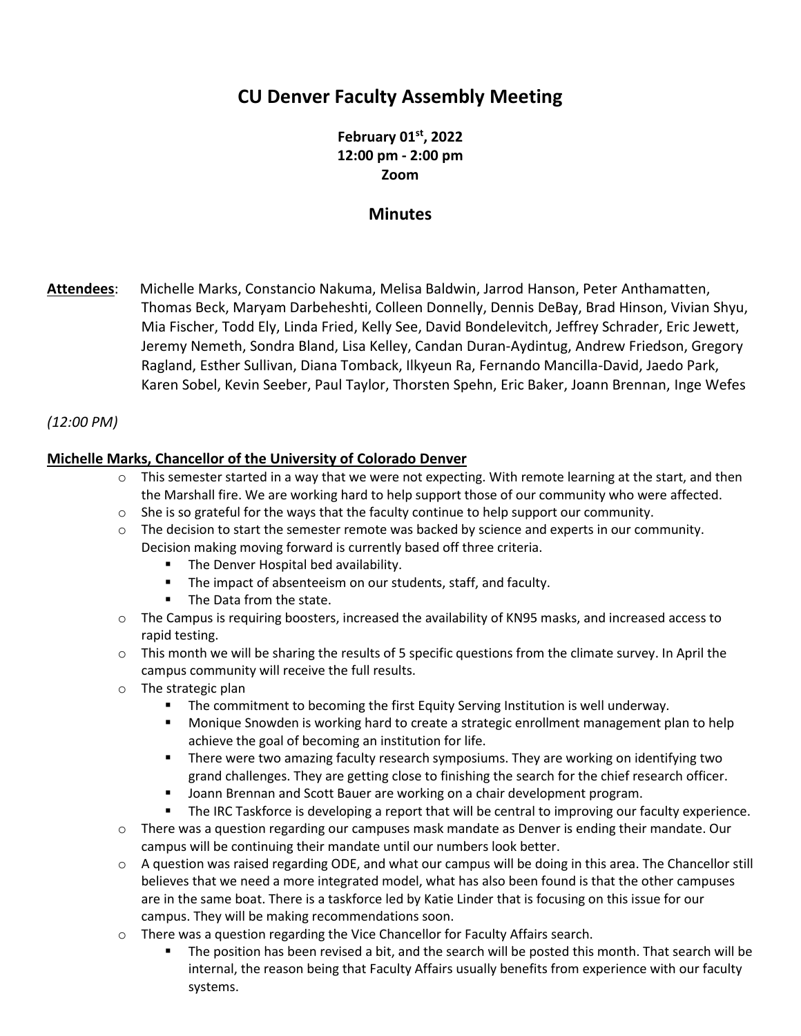# CU Denver Faculty Assembly Meeting

**February 01st, 2022**
**12:00 pm - 2:00 pm**
**Zoom**

## Minutes

**Attendees**: Michelle Marks, Constancio Nakuma, Melisa Baldwin, Jarrod Hanson, Peter Anthamatten, Thomas Beck, Maryam Darbeheshti, Colleen Donnelly, Dennis DeBay, Brad Hinson, Vivian Shyu, Mia Fischer, Todd Ely, Linda Fried, Kelly See, David Bondelevitch, Jeffrey Schrader, Eric Jewett, Jeremy Nemeth, Sondra Bland, Lisa Kelley, Candan Duran-Aydintug, Andrew Friedson, Gregory Ragland, Esther Sullivan, Diana Tomback, Ilkyeun Ra, Fernando Mancilla-David, Jaedo Park, Karen Sobel, Kevin Seeber, Paul Taylor, Thorsten Spehn, Eric Baker, Joann Brennan, Inge Wefes

*(12:00 PM)*

**Michelle Marks, Chancellor of the University of Colorado Denver**

- This semester started in a way that we were not expecting. With remote learning at the start, and then the Marshall fire. We are working hard to help support those of our community who were affected.
- She is so grateful for the ways that the faculty continue to help support our community.
- The decision to start the semester remote was backed by science and experts in our community. Decision making moving forward is currently based off three criteria.
  - The Denver Hospital bed availability.
  - The impact of absenteeism on our students, staff, and faculty.
  - The Data from the state.
- The Campus is requiring boosters, increased the availability of KN95 masks, and increased access to rapid testing.
- This month we will be sharing the results of 5 specific questions from the climate survey. In April the campus community will receive the full results.
- The strategic plan
  - The commitment to becoming the first Equity Serving Institution is well underway.
  - Monique Snowden is working hard to create a strategic enrollment management plan to help achieve the goal of becoming an institution for life.
  - There were two amazing faculty research symposiums. They are working on identifying two grand challenges. They are getting close to finishing the search for the chief research officer.
  - Joann Brennan and Scott Bauer are working on a chair development program.
  - The IRC Taskforce is developing a report that will be central to improving our faculty experience.
- There was a question regarding our campuses mask mandate as Denver is ending their mandate. Our campus will be continuing their mandate until our numbers look better.
- A question was raised regarding ODE, and what our campus will be doing in this area. The Chancellor still believes that we need a more integrated model, what has also been found is that the other campuses are in the same boat. There is a taskforce led by Katie Linder that is focusing on this issue for our campus. They will be making recommendations soon.
- There was a question regarding the Vice Chancellor for Faculty Affairs search.
  - The position has been revised a bit, and the search will be posted this month. That search will be internal, the reason being that Faculty Affairs usually benefits from experience with our faculty systems.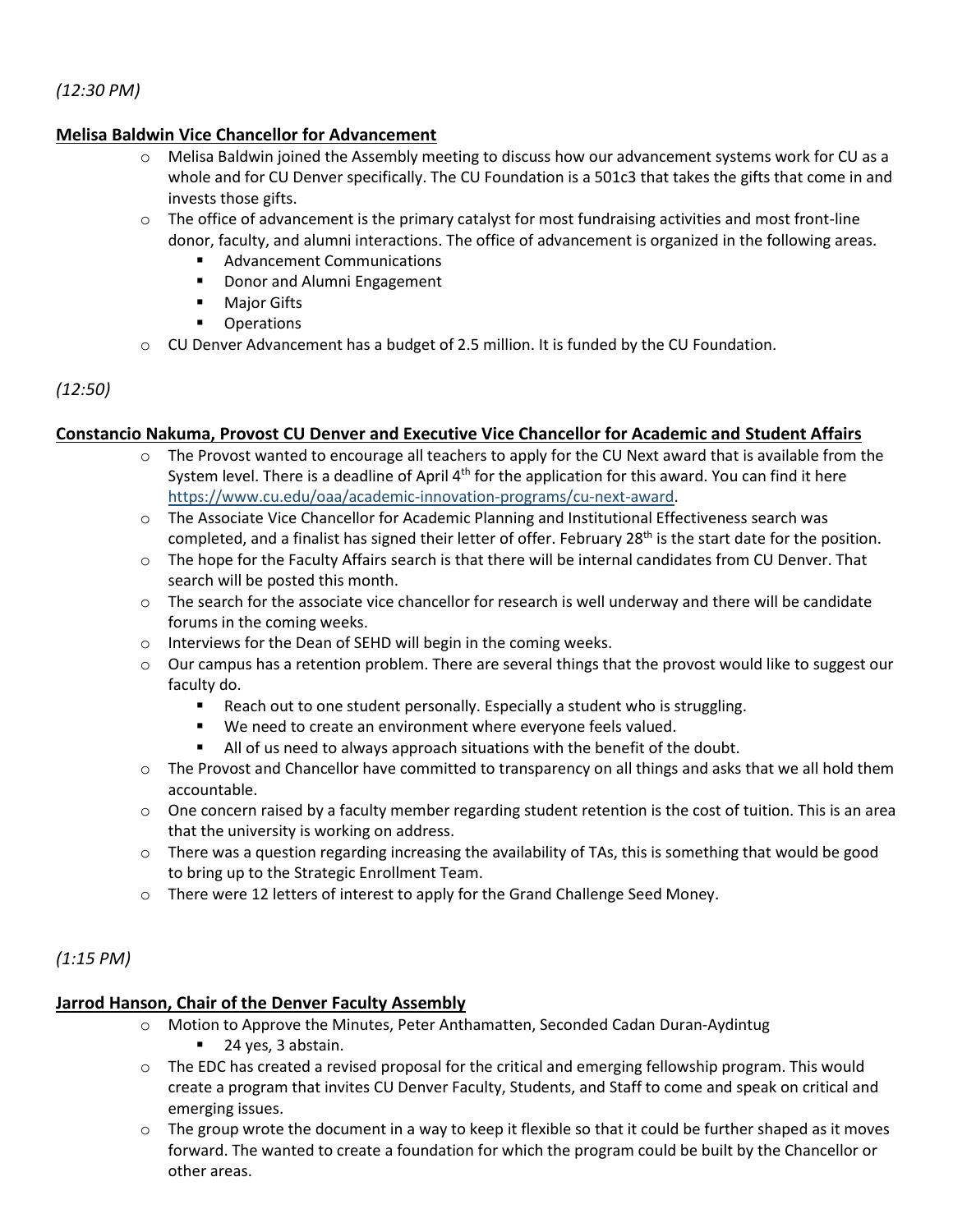*(12:30 PM)*

**Melisa Baldwin Vice Chancellor for Advancement**

- Melisa Baldwin joined the Assembly meeting to discuss how our advancement systems work for CU as a whole and for CU Denver specifically. The CU Foundation is a 501c3 that takes the gifts that come in and invests those gifts.
- The office of advancement is the primary catalyst for most fundraising activities and most front-line donor, faculty, and alumni interactions. The office of advancement is organized in the following areas.
  - Advancement Communications
  - Donor and Alumni Engagement
  - Major Gifts
  - Operations
- CU Denver Advancement has a budget of 2.5 million. It is funded by the CU Foundation.

*(12:50)*

**Constancio Nakuma, Provost CU Denver and Executive Vice Chancellor for Academic and Student Affairs**

- The Provost wanted to encourage all teachers to apply for the CU Next award that is available from the System level. There is a deadline of April 4th for the application for this award. You can find it here https://www.cu.edu/oaa/academic-innovation-programs/cu-next-award.
- The Associate Vice Chancellor for Academic Planning and Institutional Effectiveness search was completed, and a finalist has signed their letter of offer. February 28th is the start date for the position.
- The hope for the Faculty Affairs search is that there will be internal candidates from CU Denver. That search will be posted this month.
- The search for the associate vice chancellor for research is well underway and there will be candidate forums in the coming weeks.
- Interviews for the Dean of SEHD will begin in the coming weeks.
- Our campus has a retention problem. There are several things that the provost would like to suggest our faculty do.
  - Reach out to one student personally. Especially a student who is struggling.
  - We need to create an environment where everyone feels valued.
  - All of us need to always approach situations with the benefit of the doubt.
- The Provost and Chancellor have committed to transparency on all things and asks that we all hold them accountable.
- One concern raised by a faculty member regarding student retention is the cost of tuition. This is an area that the university is working on address.
- There was a question regarding increasing the availability of TAs, this is something that would be good to bring up to the Strategic Enrollment Team.
- There were 12 letters of interest to apply for the Grand Challenge Seed Money.

*(1:15 PM)*

**Jarrod Hanson, Chair of the Denver Faculty Assembly**

- Motion to Approve the Minutes, Peter Anthamatten, Seconded Cadan Duran-Aydintug
  - 24 yes, 3 abstain.
- The EDC has created a revised proposal for the critical and emerging fellowship program. This would create a program that invites CU Denver Faculty, Students, and Staff to come and speak on critical and emerging issues.
- The group wrote the document in a way to keep it flexible so that it could be further shaped as it moves forward. The wanted to create a foundation for which the program could be built by the Chancellor or other areas.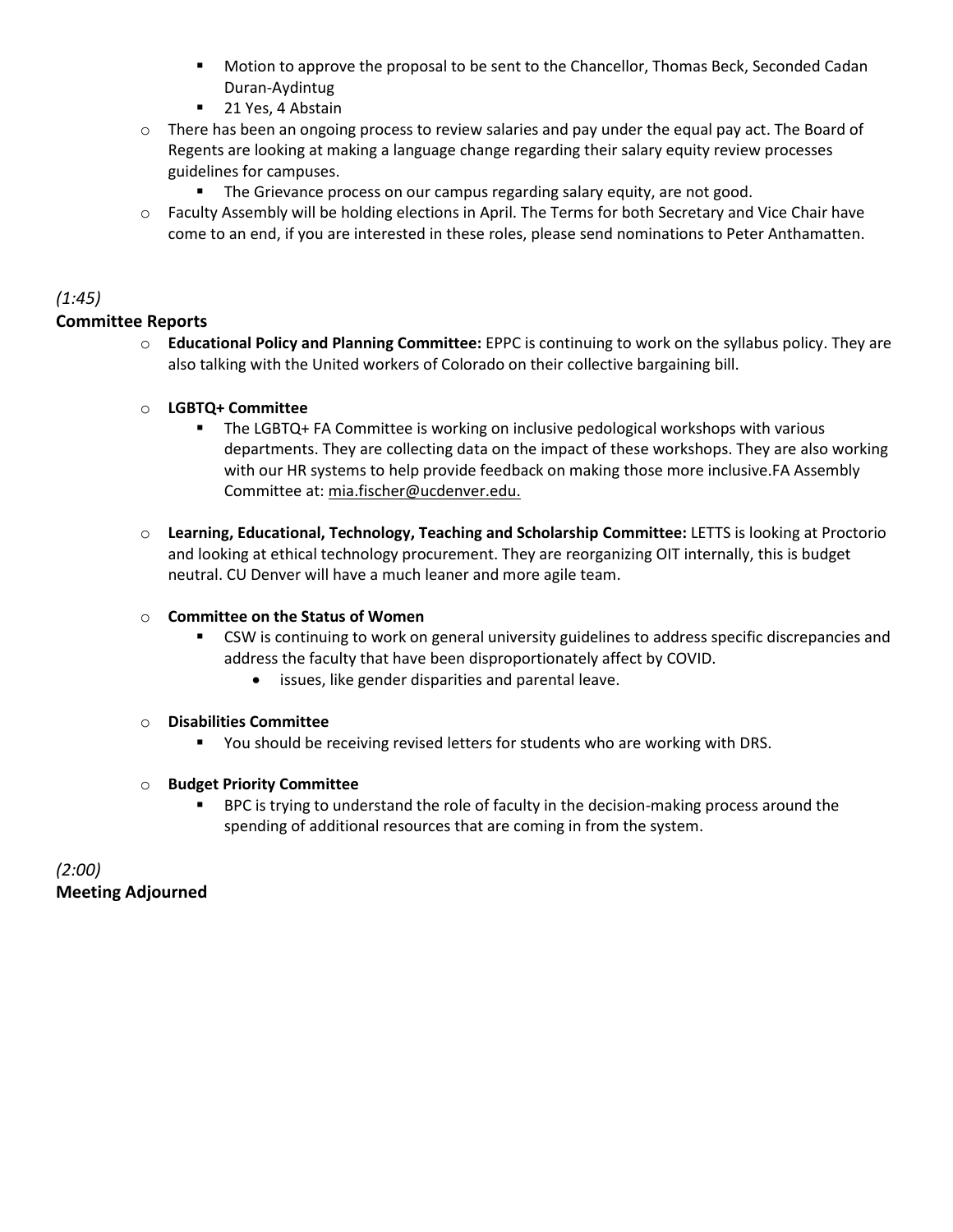- Motion to approve the proposal to be sent to the Chancellor, Thomas Beck, Seconded Cadan Duran-Aydintug
    - 21 Yes, 4 Abstain
- There has been an ongoing process to review salaries and pay under the equal pay act. The Board of Regents are looking at making a language change regarding their salary equity review processes guidelines for campuses.
    - The Grievance process on our campus regarding salary equity, are not good.
- Faculty Assembly will be holding elections in April. The Terms for both Secretary and Vice Chair have come to an end, if you are interested in these roles, please send nominations to Peter Anthamatten.

*(1:45)*

**Committee Reports**

- **Educational Policy and Planning Committee:** EPPC is continuing to work on the syllabus policy. They are also talking with the United workers of Colorado on their collective bargaining bill.

- **LGBTQ+ Committee**
    - The LGBTQ+ FA Committee is working on inclusive pedological workshops with various departments. They are collecting data on the impact of these workshops. They are also working with our HR systems to help provide feedback on making those more inclusive.FA Assembly Committee at: mia.fischer@ucdenver.edu.

- **Learning, Educational, Technology, Teaching and Scholarship Committee:** LETTS is looking at Proctorio and looking at ethical technology procurement. They are reorganizing OIT internally, this is budget neutral. CU Denver will have a much leaner and more agile team.

- **Committee on the Status of Women**
    - CSW is continuing to work on general university guidelines to address specific discrepancies and address the faculty that have been disproportionately affect by COVID.
        - issues, like gender disparities and parental leave.

- **Disabilities Committee**
    - You should be receiving revised letters for students who are working with DRS.

- **Budget Priority Committee**
    - BPC is trying to understand the role of faculty in the decision-making process around the spending of additional resources that are coming in from the system.

*(2:00)*

**Meeting Adjourned**